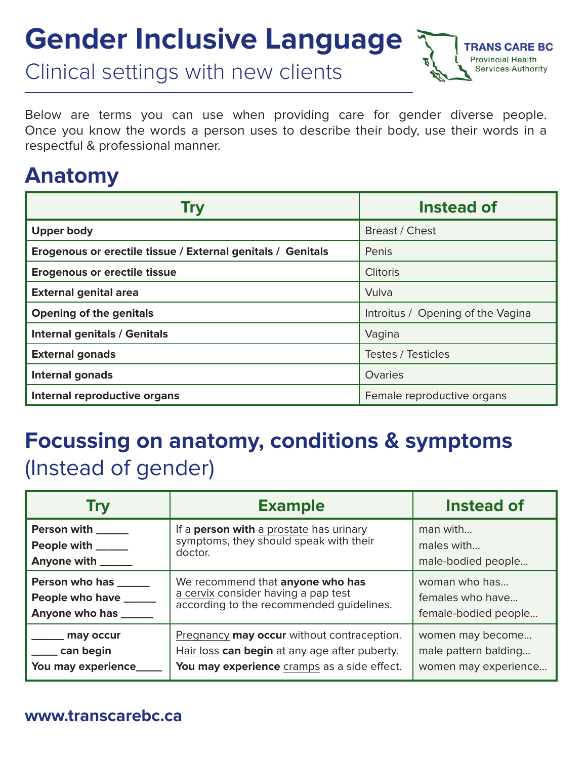# Gender Inclusive Language

## Clinical settings with new clients

TRANS CARE BC
Provincial Health Services Authority

Below are terms you can use when providing care for gender diverse people. Once you know the words a person uses to describe their body, use their words in a respectful & professional manner.

## Anatomy

| Try | Instead of |
|---|---|
| **Upper body** | Breast / Chest |
| **Erogenous or erectile tissue / External genitals / Genitals** | Penis |
| **Erogenous or erectile tissue** | Clitoris |
| **External genital area** | Vulva |
| **Opening of the genitals** | Introitus / Opening of the Vagina |
| **Internal genitals / Genitals** | Vagina |
| **External gonads** | Testes / Testicles |
| **Internal gonads** | Ovaries |
| **Internal reproductive organs** | Female reproductive organs |

## Focussing on anatomy, conditions & symptoms

(Instead of gender)

| Try | Example | Instead of |
|---|---|---|
| **Person with ______**<br>**People with ______**<br>**Anyone with ______** | If a **person with** a prostate has urinary symptoms, they should speak with their doctor. | man with...<br>males with...<br>male-bodied people... |
| **Person who has ______**<br>**People who have ______**<br>**Anyone who has ______** | We recommend that **anyone who has** a cervix consider having a pap test according to the recommended guidelines. | woman who has...<br>females who have...<br>female-bodied people... |
| **______ may occur**<br>**_____ can begin**<br>**You may experience_____** | Pregnancy **may occur** without contraception.<br>Hair loss **can begin** at any age after puberty.<br>**You may experience** cramps as a side effect. | women may become...<br>male pattern balding...<br>women may experience... |

**www.transcarebc.ca**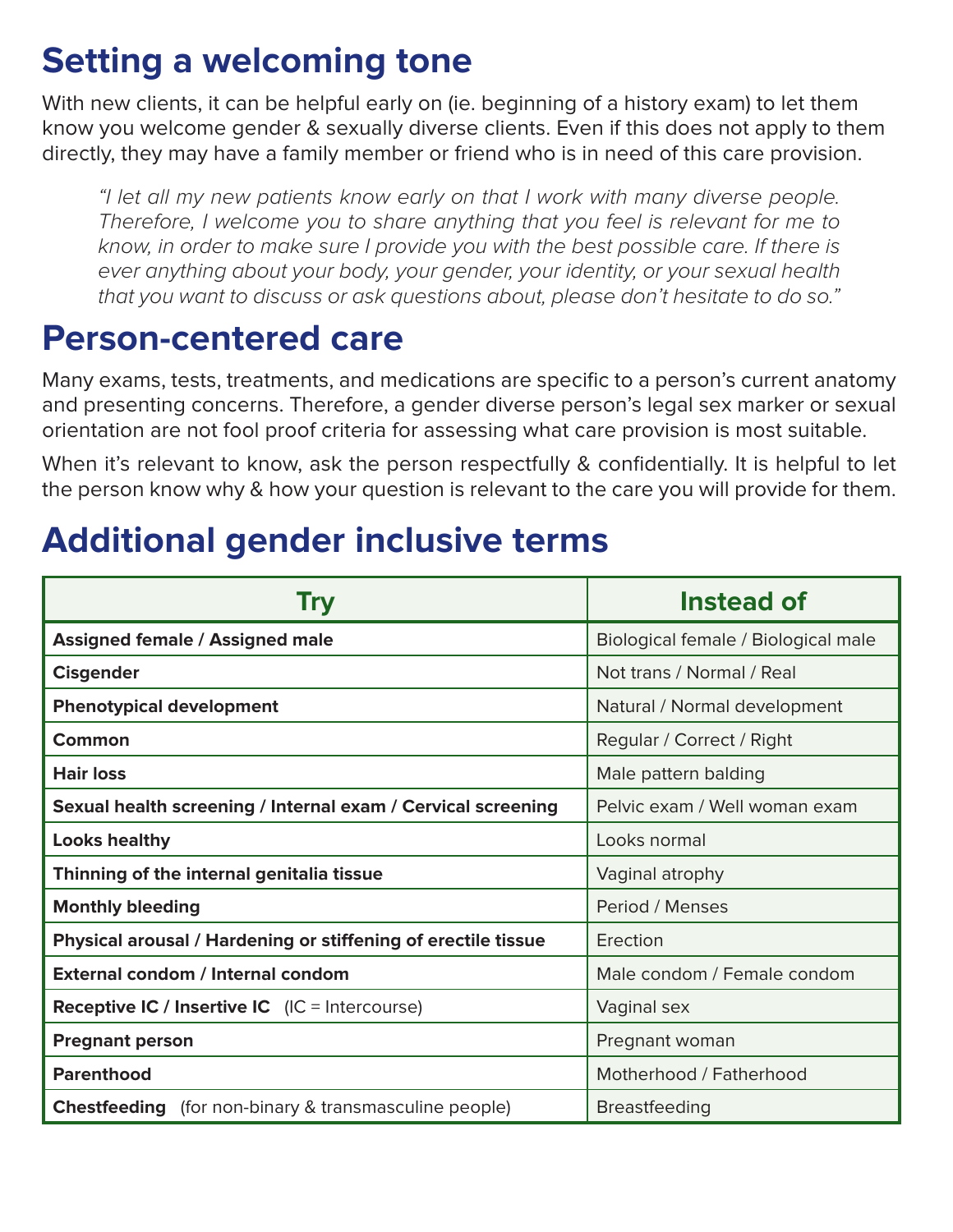## Setting a welcoming tone

With new clients, it can be helpful early on (ie. beginning of a history exam) to let them know you welcome gender & sexually diverse clients. Even if this does not apply to them directly, they may have a family member or friend who is in need of this care provision.

> *"I let all my new patients know early on that I work with many diverse people. Therefore, I welcome you to share anything that you feel is relevant for me to know, in order to make sure I provide you with the best possible care. If there is ever anything about your body, your gender, your identity, or your sexual health that you want to discuss or ask questions about, please don't hesitate to do so."*

## Person-centered care

Many exams, tests, treatments, and medications are specific to a person's current anatomy and presenting concerns. Therefore, a gender diverse person's legal sex marker or sexual orientation are not fool proof criteria for assessing what care provision is most suitable.

When it's relevant to know, ask the person respectfully & confidentially. It is helpful to let the person know why & how your question is relevant to the care you will provide for them.

## Additional gender inclusive terms

| Try | Instead of |
|---|---|
| **Assigned female / Assigned male** | Biological female / Biological male |
| **Cisgender** | Not trans / Normal / Real |
| **Phenotypical development** | Natural / Normal development |
| **Common** | Regular / Correct / Right |
| **Hair loss** | Male pattern balding |
| **Sexual health screening / Internal exam / Cervical screening** | Pelvic exam / Well woman exam |
| **Looks healthy** | Looks normal |
| **Thinning of the internal genitalia tissue** | Vaginal atrophy |
| **Monthly bleeding** | Period / Menses |
| **Physical arousal / Hardening or stiffening of erectile tissue** | Erection |
| **External condom / Internal condom** | Male condom / Female condom |
| **Receptive IC / Insertive IC** (IC = Intercourse) | Vaginal sex |
| **Pregnant person** | Pregnant woman |
| **Parenthood** | Motherhood / Fatherhood |
| **Chestfeeding** (for non-binary & transmasculine people) | Breastfeeding |